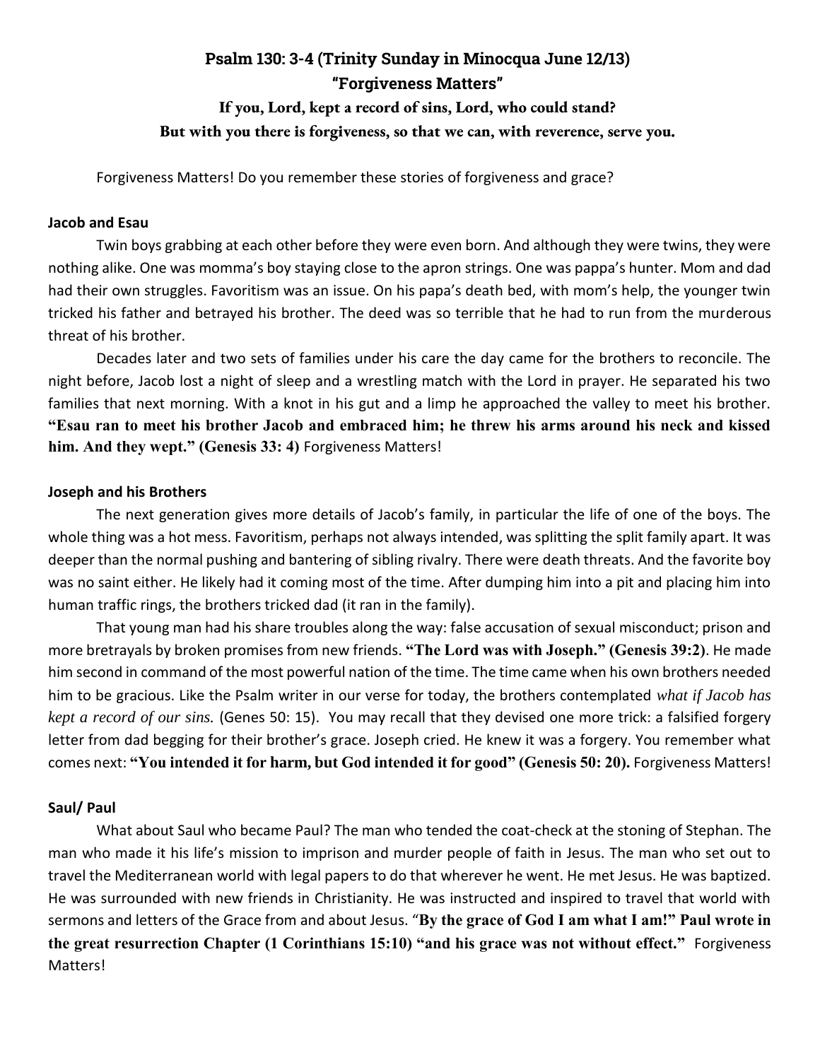# Psalm 130: 3-4 (Trinity Sunday in Minocqua June 12/13)
## "Forgiveness Matters"

**If you, Lord, kept a record of sins, Lord, who could stand?**
**But with you there is forgiveness, so that we can, with reverence, serve you.**

Forgiveness Matters! Do you remember these stories of forgiveness and grace?

**Jacob and Esau**

Twin boys grabbing at each other before they were even born. And although they were twins, they were nothing alike. One was momma's boy staying close to the apron strings. One was pappa's hunter. Mom and dad had their own struggles. Favoritism was an issue. On his papa's death bed, with mom's help, the younger twin tricked his father and betrayed his brother. The deed was so terrible that he had to run from the murderous threat of his brother.

Decades later and two sets of families under his care the day came for the brothers to reconcile. The night before, Jacob lost a night of sleep and a wrestling match with the Lord in prayer. He separated his two families that next morning. With a knot in his gut and a limp he approached the valley to meet his brother. **"Esau ran to meet his brother Jacob and embraced him; he threw his arms around his neck and kissed him. And they wept." (Genesis 33: 4)** Forgiveness Matters!

**Joseph and his Brothers**

The next generation gives more details of Jacob's family, in particular the life of one of the boys. The whole thing was a hot mess. Favoritism, perhaps not always intended, was splitting the split family apart. It was deeper than the normal pushing and bantering of sibling rivalry. There were death threats. And the favorite boy was no saint either. He likely had it coming most of the time. After dumping him into a pit and placing him into human traffic rings, the brothers tricked dad (it ran in the family).

That young man had his share troubles along the way: false accusation of sexual misconduct; prison and more bretrayals by broken promises from new friends. **"The Lord was with Joseph." (Genesis 39:2)**. He made him second in command of the most powerful nation of the time. The time came when his own brothers needed him to be gracious. Like the Psalm writer in our verse for today, the brothers contemplated *what if Jacob has kept a record of our sins.* (Genes 50: 15). You may recall that they devised one more trick: a falsified forgery letter from dad begging for their brother's grace. Joseph cried. He knew it was a forgery. You remember what comes next: **"You intended it for harm, but God intended it for good" (Genesis 50: 20).** Forgiveness Matters!

**Saul/ Paul**

What about Saul who became Paul? The man who tended the coat-check at the stoning of Stephan. The man who made it his life's mission to imprison and murder people of faith in Jesus. The man who set out to travel the Mediterranean world with legal papers to do that wherever he went. He met Jesus. He was baptized. He was surrounded with new friends in Christianity. He was instructed and inspired to travel that world with sermons and letters of the Grace from and about Jesus. "**By the grace of God I am what I am!" Paul wrote in the great resurrection Chapter (1 Corinthians 15:10) "and his grace was not without effect."** Forgiveness Matters!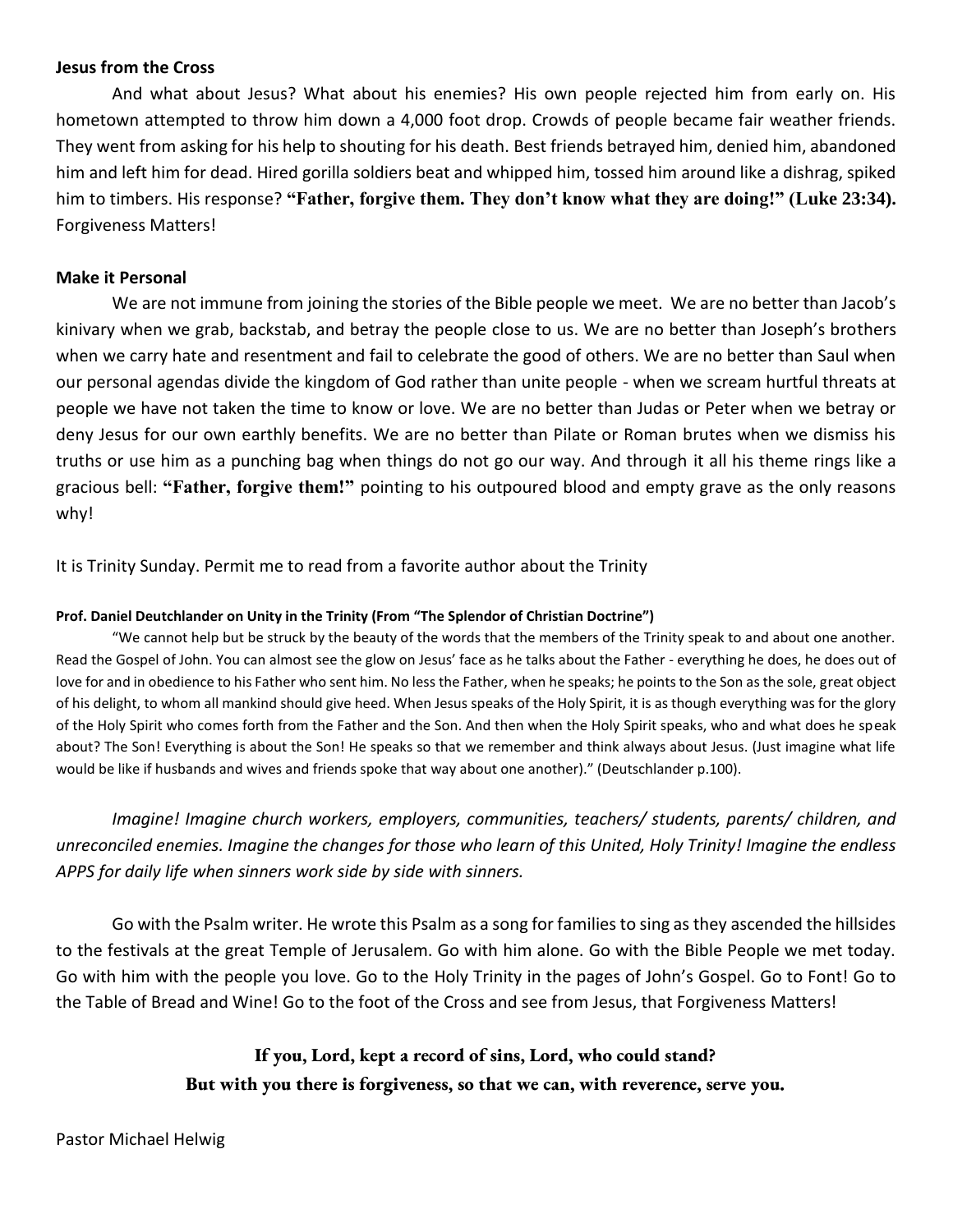**Jesus from the Cross**

And what about Jesus? What about his enemies? His own people rejected him from early on. His hometown attempted to throw him down a 4,000 foot drop. Crowds of people became fair weather friends. They went from asking for his help to shouting for his death. Best friends betrayed him, denied him, abandoned him and left him for dead. Hired gorilla soldiers beat and whipped him, tossed him around like a dishrag, spiked him to timbers. His response? **"Father, forgive them. They don't know what they are doing!" (Luke 23:34).** Forgiveness Matters!

**Make it Personal**

We are not immune from joining the stories of the Bible people we meet. We are no better than Jacob's kinivary when we grab, backstab, and betray the people close to us. We are no better than Joseph's brothers when we carry hate and resentment and fail to celebrate the good of others. We are no better than Saul when our personal agendas divide the kingdom of God rather than unite people - when we scream hurtful threats at people we have not taken the time to know or love. We are no better than Judas or Peter when we betray or deny Jesus for our own earthly benefits. We are no better than Pilate or Roman brutes when we dismiss his truths or use him as a punching bag when things do not go our way. And through it all his theme rings like a gracious bell: **"Father, forgive them!"** pointing to his outpoured blood and empty grave as the only reasons why!

It is Trinity Sunday. Permit me to read from a favorite author about the Trinity

**Prof. Daniel Deutchlander on Unity in the Trinity (From "The Splendor of Christian Doctrine")**

"We cannot help but be struck by the beauty of the words that the members of the Trinity speak to and about one another. Read the Gospel of John. You can almost see the glow on Jesus' face as he talks about the Father - everything he does, he does out of love for and in obedience to his Father who sent him. No less the Father, when he speaks; he points to the Son as the sole, great object of his delight, to whom all mankind should give heed. When Jesus speaks of the Holy Spirit, it is as though everything was for the glory of the Holy Spirit who comes forth from the Father and the Son. And then when the Holy Spirit speaks, who and what does he speak about? The Son! Everything is about the Son! He speaks so that we remember and think always about Jesus. (Just imagine what life would be like if husbands and wives and friends spoke that way about one another)." (Deutschlander p.100).

*Imagine! Imagine church workers, employers, communities, teachers/ students, parents/ children, and unreconciled enemies. Imagine the changes for those who learn of this United, Holy Trinity! Imagine the endless APPS for daily life when sinners work side by side with sinners.*

Go with the Psalm writer. He wrote this Psalm as a song for families to sing as they ascended the hillsides to the festivals at the great Temple of Jerusalem. Go with him alone. Go with the Bible People we met today. Go with him with the people you love. Go to the Holy Trinity in the pages of John's Gospel. Go to Font! Go to the Table of Bread and Wine! Go to the foot of the Cross and see from Jesus, that Forgiveness Matters!

**If you, Lord, kept a record of sins, Lord, who could stand?**
**But with you there is forgiveness, so that we can, with reverence, serve you.**

Pastor Michael Helwig